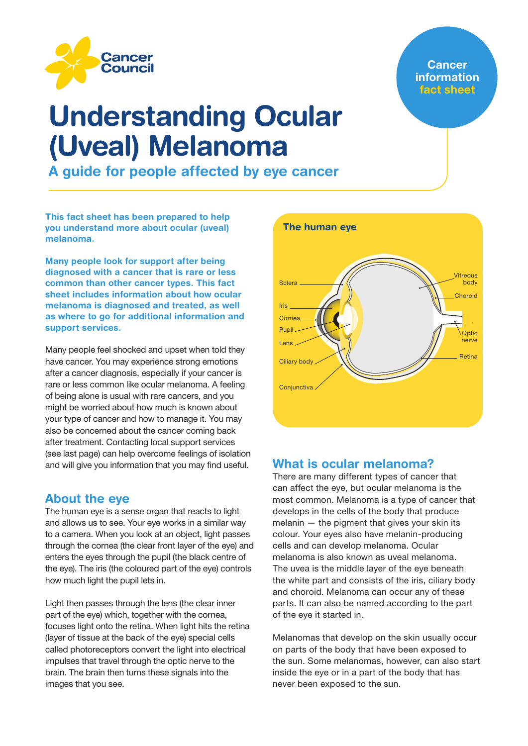Cancer Council

Cancer information fact sheet

# Understanding Ocular (Uveal) Melanoma

## A guide for people affected by eye cancer

**This fact sheet has been prepared to help you understand more about ocular (uveal) melanoma.**

**Many people look for support after being diagnosed with a cancer that is rare or less common than other cancer types. This fact sheet includes information about how ocular melanoma is diagnosed and treated, as well as where to go for additional information and support services.**

Many people feel shocked and upset when told they have cancer. You may experience strong emotions after a cancer diagnosis, especially if your cancer is rare or less common like ocular melanoma. A feeling of being alone is usual with rare cancers, and you might be worried about how much is known about your type of cancer and how to manage it. You may also be concerned about the cancer coming back after treatment. Contacting local support services (see last page) can help overcome feelings of isolation and will give you information that you may find useful.

## About the eye

The human eye is a sense organ that reacts to light and allows us to see. Your eye works in a similar way to a camera. When you look at an object, light passes through the cornea (the clear front layer of the eye) and enters the eyes through the pupil (the black centre of the eye). The iris (the coloured part of the eye) controls how much light the pupil lets in.

Light then passes through the lens (the clear inner part of the eye) which, together with the cornea, focuses light onto the retina. When light hits the retina (layer of tissue at the back of the eye) special cells called photoreceptors convert the light into electrical impulses that travel through the optic nerve to the brain. The brain then turns these signals into the images that you see.

**The human eye**

Sclera, Iris, Cornea, Pupil, Lens, Ciliary body, Conjunctiva, Vitreous body, Choroid, Optic nerve, Retina

## What is ocular melanoma?

There are many different types of cancer that can affect the eye, but ocular melanoma is the most common. Melanoma is a type of cancer that develops in the cells of the body that produce melanin — the pigment that gives your skin its colour. Your eyes also have melanin-producing cells and can develop melanoma. Ocular melanoma is also known as uveal melanoma. The uvea is the middle layer of the eye beneath the white part and consists of the iris, ciliary body and choroid. Melanoma can occur any of these parts. It can also be named according to the part of the eye it started in.

Melanomas that develop on the skin usually occur on parts of the body that have been exposed to the sun. Some melanomas, however, can also start inside the eye or in a part of the body that has never been exposed to the sun.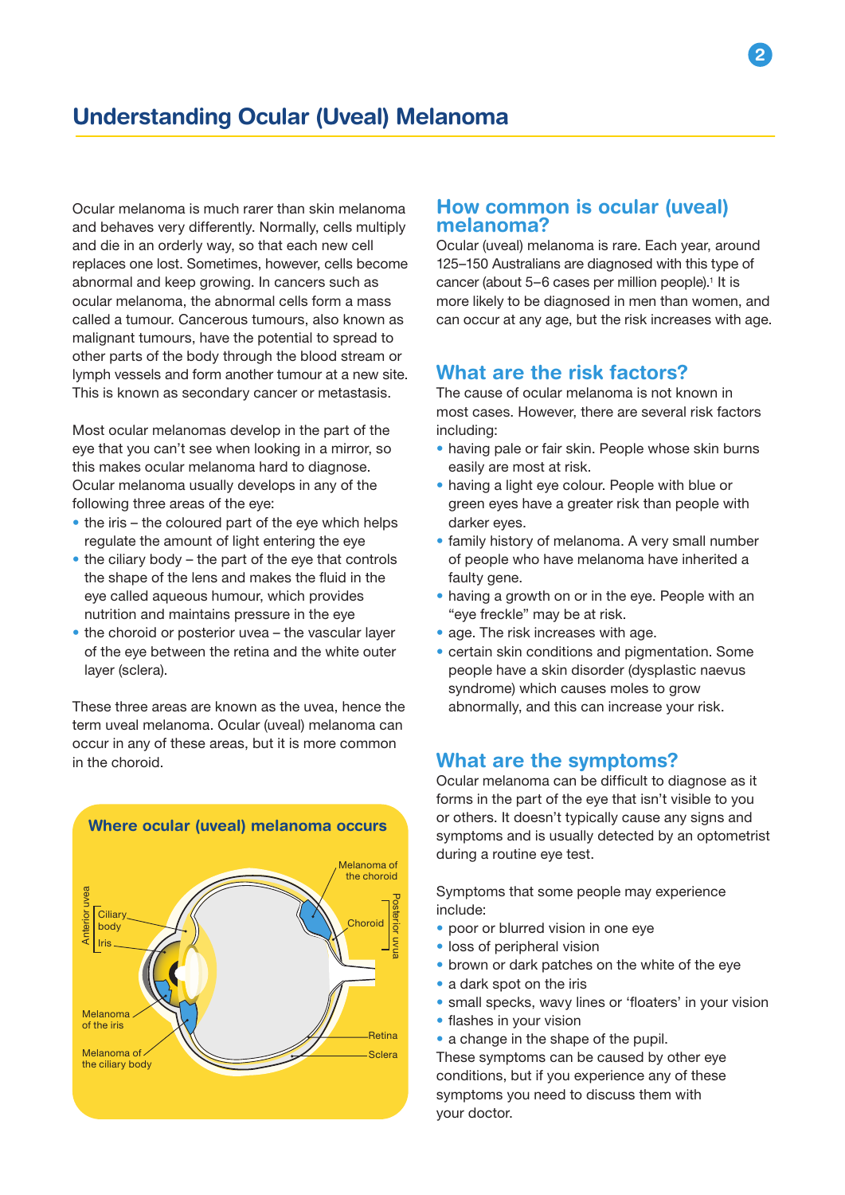# Understanding Ocular (Uveal) Melanoma

Ocular melanoma is much rarer than skin melanoma and behaves very differently. Normally, cells multiply and die in an orderly way, so that each new cell replaces one lost. Sometimes, however, cells become abnormal and keep growing. In cancers such as ocular melanoma, the abnormal cells form a mass called a tumour. Cancerous tumours, also known as malignant tumours, have the potential to spread to other parts of the body through the blood stream or lymph vessels and form another tumour at a new site. This is known as secondary cancer or metastasis.

Most ocular melanomas develop in the part of the eye that you can't see when looking in a mirror, so this makes ocular melanoma hard to diagnose. Ocular melanoma usually develops in any of the following three areas of the eye:

- the iris – the coloured part of the eye which helps regulate the amount of light entering the eye
- the ciliary body – the part of the eye that controls the shape of the lens and makes the fluid in the eye called aqueous humour, which provides nutrition and maintains pressure in the eye
- the choroid or posterior uvea – the vascular layer of the eye between the retina and the white outer layer (sclera).

These three areas are known as the uvea, hence the term uveal melanoma. Ocular (uveal) melanoma can occur in any of these areas, but it is more common in the choroid.

### Where ocular (uveal) melanoma occurs

Anterior uvea: Ciliary body, Iris

Melanoma of the choroid

Choroid

Posterior uvea

Melanoma of the iris

Melanoma of the ciliary body

Retina

Sclera

## How common is ocular (uveal) melanoma?

Ocular (uveal) melanoma is rare. Each year, around 125–150 Australians are diagnosed with this type of cancer (about 5–6 cases per million people).[1] It is more likely to be diagnosed in men than women, and can occur at any age, but the risk increases with age.

## What are the risk factors?

The cause of ocular melanoma is not known in most cases. However, there are several risk factors including:

- having pale or fair skin. People whose skin burns easily are most at risk.
- having a light eye colour. People with blue or green eyes have a greater risk than people with darker eyes.
- family history of melanoma. A very small number of people who have melanoma have inherited a faulty gene.
- having a growth on or in the eye. People with an "eye freckle" may be at risk.
- age. The risk increases with age.
- certain skin conditions and pigmentation. Some people have a skin disorder (dysplastic naevus syndrome) which causes moles to grow abnormally, and this can increase your risk.

## What are the symptoms?

Ocular melanoma can be difficult to diagnose as it forms in the part of the eye that isn't visible to you or others. It doesn't typically cause any signs and symptoms and is usually detected by an optometrist during a routine eye test.

Symptoms that some people may experience include:

- poor or blurred vision in one eye
- loss of peripheral vision
- brown or dark patches on the white of the eye
- a dark spot on the iris
- small specks, wavy lines or 'floaters' in your vision
- flashes in your vision
- a change in the shape of the pupil.

These symptoms can be caused by other eye conditions, but if you experience any of these symptoms you need to discuss them with your doctor.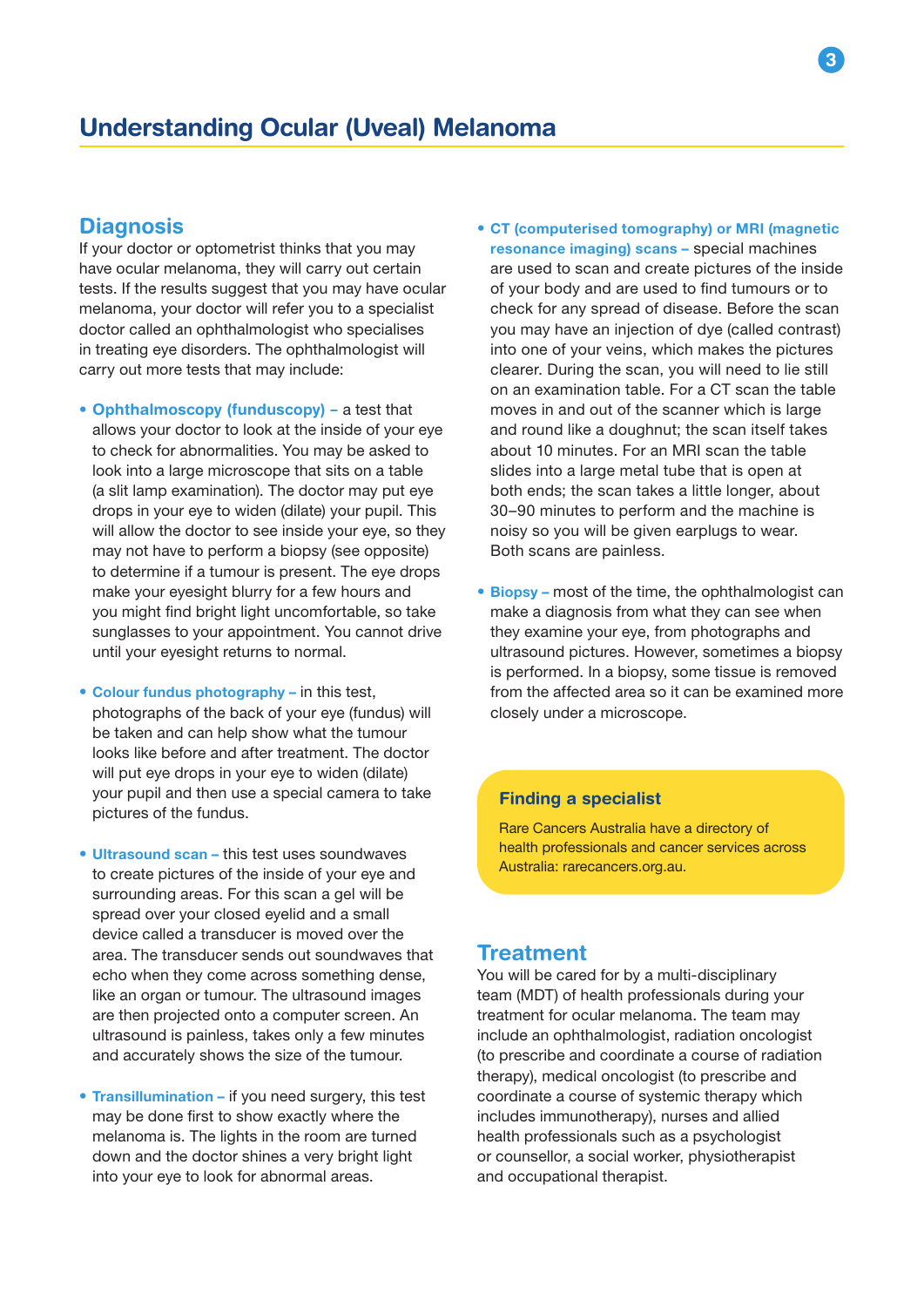# Understanding Ocular (Uveal) Melanoma

## Diagnosis

If your doctor or optometrist thinks that you may have ocular melanoma, they will carry out certain tests. If the results suggest that you may have ocular melanoma, your doctor will refer you to a specialist doctor called an ophthalmologist who specialises in treating eye disorders. The ophthalmologist will carry out more tests that may include:

- **Ophthalmoscopy (funduscopy) –** a test that allows your doctor to look at the inside of your eye to check for abnormalities. You may be asked to look into a large microscope that sits on a table (a slit lamp examination). The doctor may put eye drops in your eye to widen (dilate) your pupil. This will allow the doctor to see inside your eye, so they may not have to perform a biopsy (see opposite) to determine if a tumour is present. The eye drops make your eyesight blurry for a few hours and you might find bright light uncomfortable, so take sunglasses to your appointment. You cannot drive until your eyesight returns to normal.
- **Colour fundus photography –** in this test, photographs of the back of your eye (fundus) will be taken and can help show what the tumour looks like before and after treatment. The doctor will put eye drops in your eye to widen (dilate) your pupil and then use a special camera to take pictures of the fundus.
- **Ultrasound scan –** this test uses soundwaves to create pictures of the inside of your eye and surrounding areas. For this scan a gel will be spread over your closed eyelid and a small device called a transducer is moved over the area. The transducer sends out soundwaves that echo when they come across something dense, like an organ or tumour. The ultrasound images are then projected onto a computer screen. An ultrasound is painless, takes only a few minutes and accurately shows the size of the tumour.
- **Transillumination –** if you need surgery, this test may be done first to show exactly where the melanoma is. The lights in the room are turned down and the doctor shines a very bright light into your eye to look for abnormal areas.
- **CT (computerised tomography) or MRI (magnetic resonance imaging) scans –** special machines are used to scan and create pictures of the inside of your body and are used to find tumours or to check for any spread of disease. Before the scan you may have an injection of dye (called contrast) into one of your veins, which makes the pictures clearer. During the scan, you will need to lie still on an examination table. For a CT scan the table moves in and out of the scanner which is large and round like a doughnut; the scan itself takes about 10 minutes. For an MRI scan the table slides into a large metal tube that is open at both ends; the scan takes a little longer, about 30–90 minutes to perform and the machine is noisy so you will be given earplugs to wear. Both scans are painless.
- **Biopsy –** most of the time, the ophthalmologist can make a diagnosis from what they can see when they examine your eye, from photographs and ultrasound pictures. However, sometimes a biopsy is performed. In a biopsy, some tissue is removed from the affected area so it can be examined more closely under a microscope.

### Finding a specialist

Rare Cancers Australia have a directory of health professionals and cancer services across Australia: rarecancers.org.au.

## Treatment

You will be cared for by a multi-disciplinary team (MDT) of health professionals during your treatment for ocular melanoma. The team may include an ophthalmologist, radiation oncologist (to prescribe and coordinate a course of radiation therapy), medical oncologist (to prescribe and coordinate a course of systemic therapy which includes immunotherapy), nurses and allied health professionals such as a psychologist or counsellor, a social worker, physiotherapist and occupational therapist.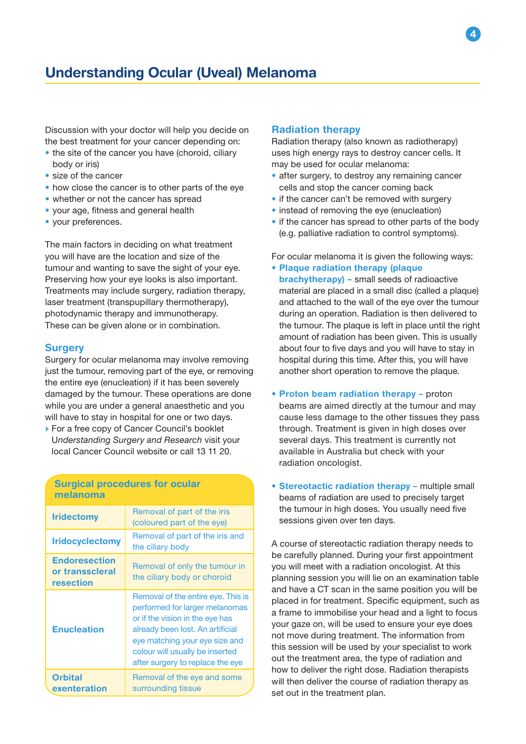# Understanding Ocular (Uveal) Melanoma

Discussion with your doctor will help you decide on the best treatment for your cancer depending on:

- the site of the cancer you have (choroid, ciliary body or iris)
- size of the cancer
- how close the cancer is to other parts of the eye
- whether or not the cancer has spread
- your age, fitness and general health
- your preferences.

The main factors in deciding on what treatment you will have are the location and size of the tumour and wanting to save the sight of your eye. Preserving how your eye looks is also important. Treatments may include surgery, radiation therapy, laser treatment (transpupillary thermotherapy), photodynamic therapy and immunotherapy. These can be given alone or in combination.

## Surgery

Surgery for ocular melanoma may involve removing just the tumour, removing part of the eye, or removing the entire eye (enucleation) if it has been severely damaged by the tumour. These operations are done while you are under a general anaesthetic and you will have to stay in hospital for one or two days.

› For a free copy of Cancer Council's booklet *Understanding Surgery and Research* visit your local Cancer Council website or call 13 11 20.

| Surgical procedures for ocular melanoma | |
|---|---|
| **Iridectomy** | Removal of part of the iris (coloured part of the eye) |
| **Iridocyclectomy** | Removal of part of the iris and the ciliary body |
| **Endoresection or transscleral resection** | Removal of only the tumour in the ciliary body or choroid |
| **Enucleation** | Removal of the entire eye. This is performed for larger melanomas or if the vision in the eye has already been lost. An artificial eye matching your eye size and colour will usually be inserted after surgery to replace the eye |
| **Orbital exenteration** | Removal of the eye and some surrounding tissue |

## Radiation therapy

Radiation therapy (also known as radiotherapy) uses high energy rays to destroy cancer cells. It may be used for ocular melanoma:

- after surgery, to destroy any remaining cancer cells and stop the cancer coming back
- if the cancer can't be removed with surgery
- instead of removing the eye (enucleation)
- if the cancer has spread to other parts of the body (e.g. palliative radiation to control symptoms).

For ocular melanoma it is given the following ways:

- **Plaque radiation therapy (plaque brachytherapy) –** small seeds of radioactive material are placed in a small disc (called a plaque) and attached to the wall of the eye over the tumour during an operation. Radiation is then delivered to the tumour. The plaque is left in place until the right amount of radiation has been given. This is usually about four to five days and you will have to stay in hospital during this time. After this, you will have another short operation to remove the plaque.

- **Proton beam radiation therapy –** proton beams are aimed directly at the tumour and may cause less damage to the other tissues they pass through. Treatment is given in high doses over several days. This treatment is currently not available in Australia but check with your radiation oncologist.

- **Stereotactic radiation therapy –** multiple small beams of radiation are used to precisely target the tumour in high doses. You usually need five sessions given over ten days.

A course of stereotactic radiation therapy needs to be carefully planned. During your first appointment you will meet with a radiation oncologist. At this planning session you will lie on an examination table and have a CT scan in the same position you will be placed in for treatment. Specific equipment, such as a frame to immobilise your head and a light to focus your gaze on, will be used to ensure your eye does not move during treatment. The information from this session will be used by your specialist to work out the treatment area, the type of radiation and how to deliver the right dose. Radiation therapists will then deliver the course of radiation therapy as set out in the treatment plan.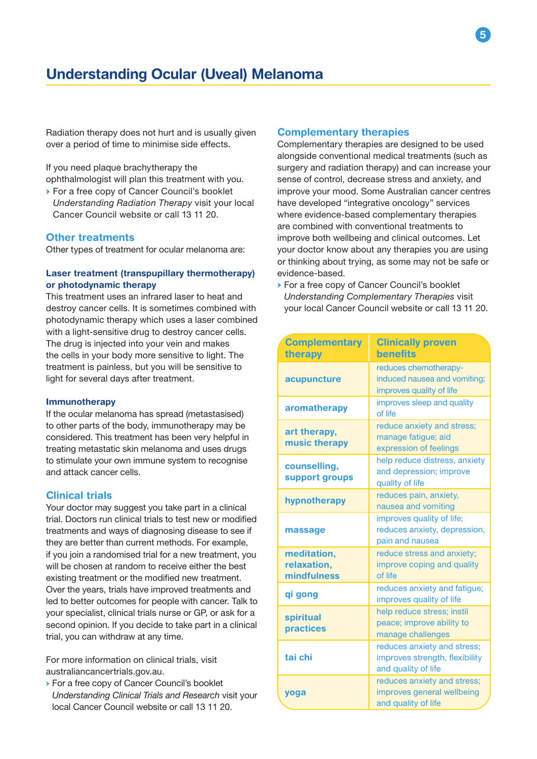Radiation therapy does not hurt and is usually given over a period of time to minimise side effects.

If you need plaque brachytherapy the ophthalmologist will plan this treatment with you.

- For a free copy of Cancer Council's booklet *Understanding Radiation Therapy* visit your local Cancer Council website or call 13 11 20.

## Other treatments

Other types of treatment for ocular melanoma are:

### Laser treatment (transpupillary thermotherapy) or photodynamic therapy

This treatment uses an infrared laser to heat and destroy cancer cells. It is sometimes combined with photodynamic therapy which uses a laser combined with a light-sensitive drug to destroy cancer cells. The drug is injected into your vein and makes the cells in your body more sensitive to light. The treatment is painless, but you will be sensitive to light for several days after treatment.

### Immunotherapy

If the ocular melanoma has spread (metastasised) to other parts of the body, immunotherapy may be considered. This treatment has been very helpful in treating metastatic skin melanoma and uses drugs to stimulate your own immune system to recognise and attack cancer cells.

## Clinical trials

Your doctor may suggest you take part in a clinical trial. Doctors run clinical trials to test new or modified treatments and ways of diagnosing disease to see if they are better than current methods. For example, if you join a randomised trial for a new treatment, you will be chosen at random to receive either the best existing treatment or the modified new treatment. Over the years, trials have improved treatments and led to better outcomes for people with cancer. Talk to your specialist, clinical trials nurse or GP, or ask for a second opinion. If you decide to take part in a clinical trial, you can withdraw at any time.

For more information on clinical trials, visit australiancancertrials.gov.au.

- For a free copy of Cancer Council's booklet *Understanding Clinical Trials and Research* visit your local Cancer Council website or call 13 11 20.

## Complementary therapies

Complementary therapies are designed to be used alongside conventional medical treatments (such as surgery and radiation therapy) and can increase your sense of control, decrease stress and anxiety, and improve your mood. Some Australian cancer centres have developed "integrative oncology" services where evidence-based complementary therapies are combined with conventional treatments to improve both wellbeing and clinical outcomes. Let your doctor know about any therapies you are using or thinking about trying, as some may not be safe or evidence-based.

- For a free copy of Cancer Council's booklet *Understanding Complementary Therapies* visit your local Cancer Council website or call 13 11 20.

| Complementary therapy | Clinically proven benefits |
|---|---|
| **acupuncture** | reduces chemotherapy-induced nausea and vomiting; improves quality of life |
| **aromatherapy** | improves sleep and quality of life |
| **art therapy, music therapy** | reduce anxiety and stress; manage fatigue; aid expression of feelings |
| **counselling, support groups** | help reduce distress, anxiety and depression; improve quality of life |
| **hypnotherapy** | reduces pain, anxiety, nausea and vomiting |
| **massage** | improves quality of life; reduces anxiety, depression, pain and nausea |
| **meditation, relaxation, mindfulness** | reduce stress and anxiety; improve coping and quality of life |
| **qi gong** | reduces anxiety and fatigue; improves quality of life |
| **spiritual practices** | help reduce stress; instil peace; improve ability to manage challenges |
| **tai chi** | reduces anxiety and stress; improves strength, flexibility and quality of life |
| **yoga** | reduces anxiety and stress; improves general wellbeing and quality of life |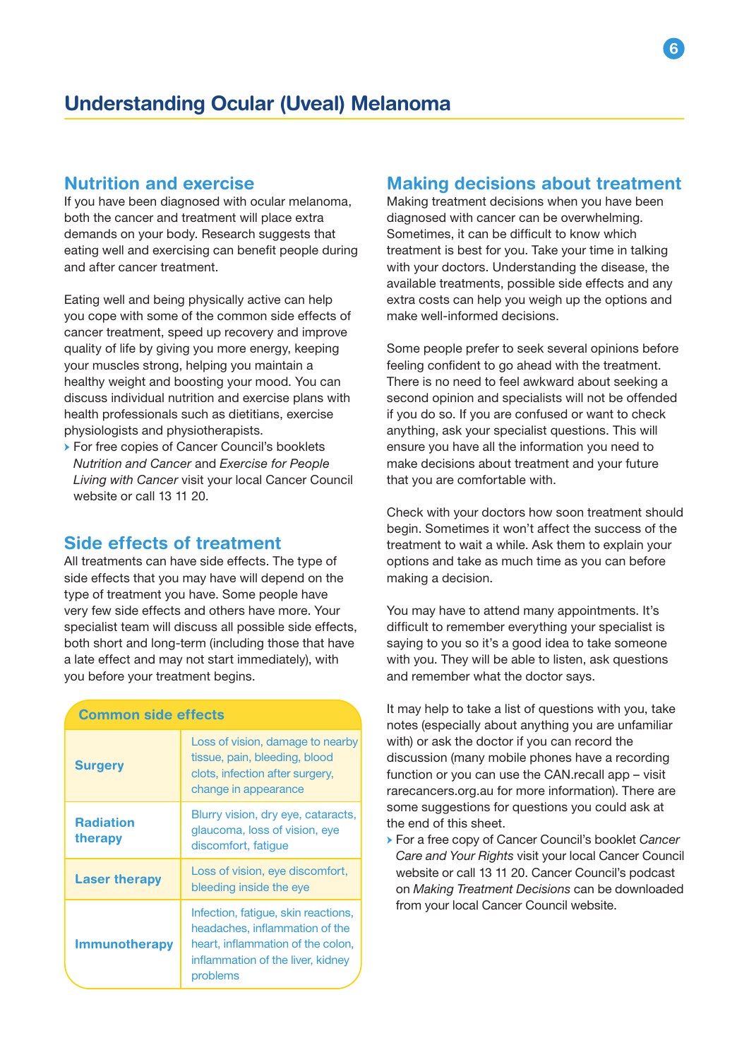## Nutrition and exercise

If you have been diagnosed with ocular melanoma, both the cancer and treatment will place extra demands on your body. Research suggests that eating well and exercising can benefit people during and after cancer treatment.

Eating well and being physically active can help you cope with some of the common side effects of cancer treatment, speed up recovery and improve quality of life by giving you more energy, keeping your muscles strong, helping you maintain a healthy weight and boosting your mood. You can discuss individual nutrition and exercise plans with health professionals such as dietitians, exercise physiologists and physiotherapists.

- For free copies of Cancer Council's booklets *Nutrition and Cancer* and *Exercise for People Living with Cancer* visit your local Cancer Council website or call 13 11 20.

## Side effects of treatment

All treatments can have side effects. The type of side effects that you may have will depend on the type of treatment you have. Some people have very few side effects and others have more. Your specialist team will discuss all possible side effects, both short and long-term (including those that have a late effect and may not start immediately), with you before your treatment begins.

| Common side effects | |
|---|---|
| **Surgery** | Loss of vision, damage to nearby tissue, pain, bleeding, blood clots, infection after surgery, change in appearance |
| **Radiation therapy** | Blurry vision, dry eye, cataracts, glaucoma, loss of vision, eye discomfort, fatigue |
| **Laser therapy** | Loss of vision, eye discomfort, bleeding inside the eye |
| **Immunotherapy** | Infection, fatigue, skin reactions, headaches, inflammation of the heart, inflammation of the colon, inflammation of the liver, kidney problems |

## Making decisions about treatment

Making treatment decisions when you have been diagnosed with cancer can be overwhelming. Sometimes, it can be difficult to know which treatment is best for you. Take your time in talking with your doctors. Understanding the disease, the available treatments, possible side effects and any extra costs can help you weigh up the options and make well-informed decisions.

Some people prefer to seek several opinions before feeling confident to go ahead with the treatment. There is no need to feel awkward about seeking a second opinion and specialists will not be offended if you do so. If you are confused or want to check anything, ask your specialist questions. This will ensure you have all the information you need to make decisions about treatment and your future that you are comfortable with.

Check with your doctors how soon treatment should begin. Sometimes it won't affect the success of the treatment to wait a while. Ask them to explain your options and take as much time as you can before making a decision.

You may have to attend many appointments. It's difficult to remember everything your specialist is saying to you so it's a good idea to take someone with you. They will be able to listen, ask questions and remember what the doctor says.

It may help to take a list of questions with you, take notes (especially about anything you are unfamiliar with) or ask the doctor if you can record the discussion (many mobile phones have a recording function or you can use the CAN.recall app – visit rarecancers.org.au for more information). There are some suggestions for questions you could ask at the end of this sheet.

- For a free copy of Cancer Council's booklet *Cancer Care and Your Rights* visit your local Cancer Council website or call 13 11 20. Cancer Council's podcast on *Making Treatment Decisions* can be downloaded from your local Cancer Council website.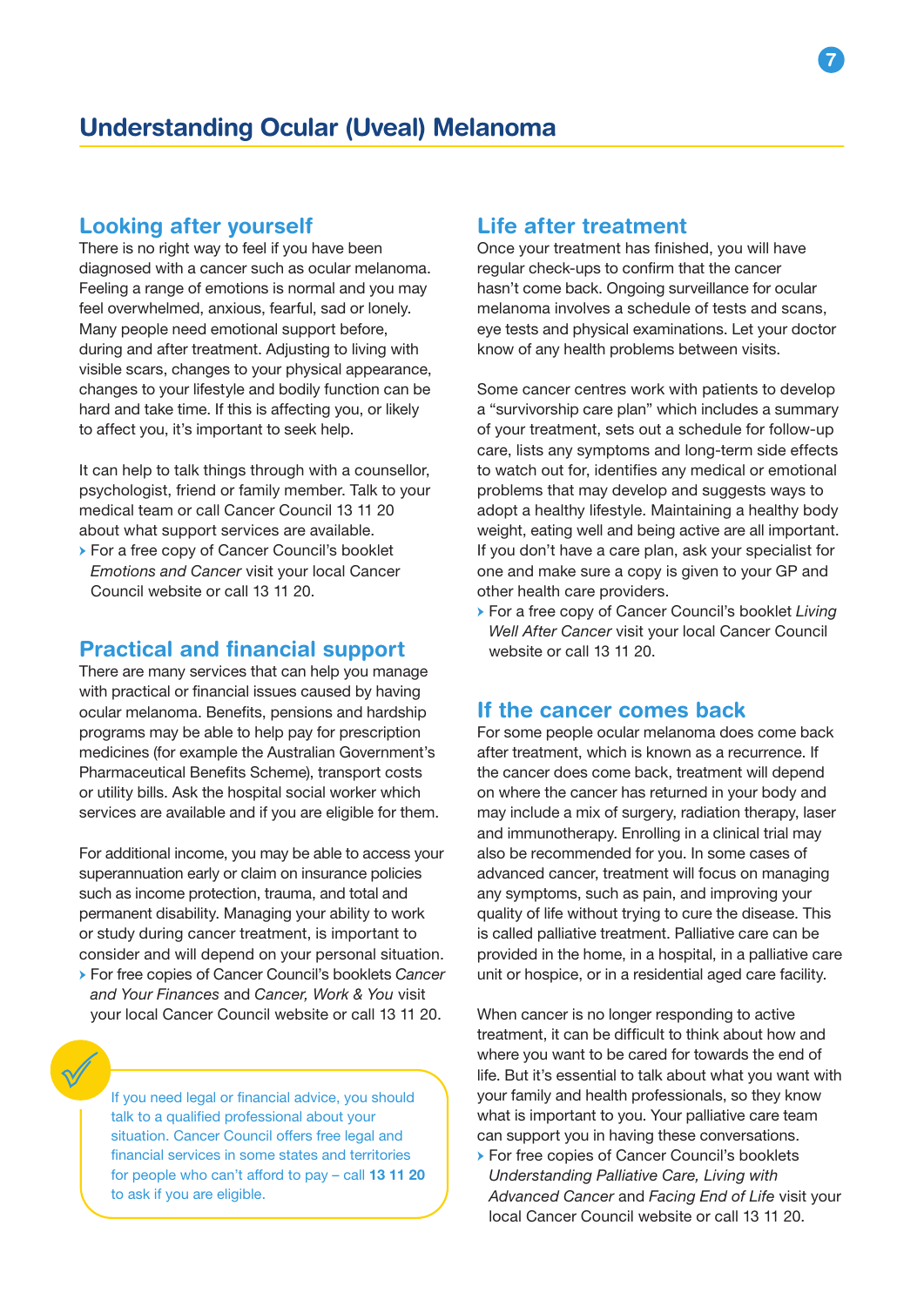# Understanding Ocular (Uveal) Melanoma

## Looking after yourself

There is no right way to feel if you have been diagnosed with a cancer such as ocular melanoma. Feeling a range of emotions is normal and you may feel overwhelmed, anxious, fearful, sad or lonely. Many people need emotional support before, during and after treatment. Adjusting to living with visible scars, changes to your physical appearance, changes to your lifestyle and bodily function can be hard and take time. If this is affecting you, or likely to affect you, it's important to seek help.

It can help to talk things through with a counsellor, psychologist, friend or family member. Talk to your medical team or call Cancer Council 13 11 20 about what support services are available.

- For a free copy of Cancer Council's booklet *Emotions and Cancer* visit your local Cancer Council website or call 13 11 20.

## Practical and financial support

There are many services that can help you manage with practical or financial issues caused by having ocular melanoma. Benefits, pensions and hardship programs may be able to help pay for prescription medicines (for example the Australian Government's Pharmaceutical Benefits Scheme), transport costs or utility bills. Ask the hospital social worker which services are available and if you are eligible for them.

For additional income, you may be able to access your superannuation early or claim on insurance policies such as income protection, trauma, and total and permanent disability. Managing your ability to work or study during cancer treatment, is important to consider and will depend on your personal situation.

- For free copies of Cancer Council's booklets *Cancer and Your Finances* and *Cancer, Work & You* visit your local Cancer Council website or call 13 11 20.

If you need legal or financial advice, you should talk to a qualified professional about your situation. Cancer Council offers free legal and financial services in some states and territories for people who can't afford to pay – call **13 11 20** to ask if you are eligible.

## Life after treatment

Once your treatment has finished, you will have regular check-ups to confirm that the cancer hasn't come back. Ongoing surveillance for ocular melanoma involves a schedule of tests and scans, eye tests and physical examinations. Let your doctor know of any health problems between visits.

Some cancer centres work with patients to develop a "survivorship care plan" which includes a summary of your treatment, sets out a schedule for follow-up care, lists any symptoms and long-term side effects to watch out for, identifies any medical or emotional problems that may develop and suggests ways to adopt a healthy lifestyle. Maintaining a healthy body weight, eating well and being active are all important. If you don't have a care plan, ask your specialist for one and make sure a copy is given to your GP and other health care providers.

- For a free copy of Cancer Council's booklet *Living Well After Cancer* visit your local Cancer Council website or call 13 11 20.

## If the cancer comes back

For some people ocular melanoma does come back after treatment, which is known as a recurrence. If the cancer does come back, treatment will depend on where the cancer has returned in your body and may include a mix of surgery, radiation therapy, laser and immunotherapy. Enrolling in a clinical trial may also be recommended for you. In some cases of advanced cancer, treatment will focus on managing any symptoms, such as pain, and improving your quality of life without trying to cure the disease. This is called palliative treatment. Palliative care can be provided in the home, in a hospital, in a palliative care unit or hospice, or in a residential aged care facility.

When cancer is no longer responding to active treatment, it can be difficult to think about how and where you want to be cared for towards the end of life. But it's essential to talk about what you want with your family and health professionals, so they know what is important to you. Your palliative care team can support you in having these conversations.

- For free copies of Cancer Council's booklets *Understanding Palliative Care, Living with Advanced Cancer* and *Facing End of Life* visit your local Cancer Council website or call 13 11 20.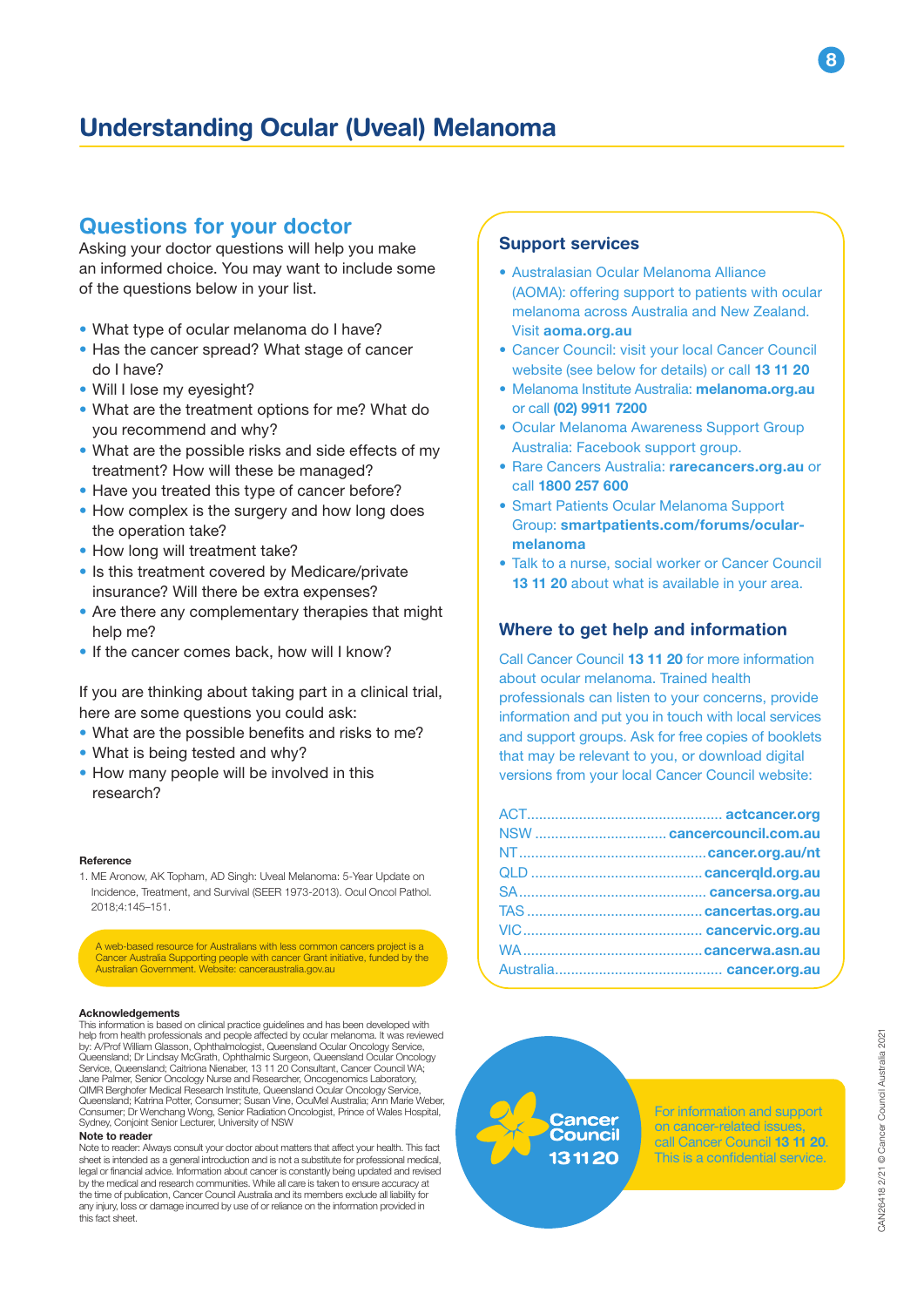# Understanding Ocular (Uveal) Melanoma

## Questions for your doctor

Asking your doctor questions will help you make an informed choice. You may want to include some of the questions below in your list.

- What type of ocular melanoma do I have?
- Has the cancer spread? What stage of cancer do I have?
- Will I lose my eyesight?
- What are the treatment options for me? What do you recommend and why?
- What are the possible risks and side effects of my treatment? How will these be managed?
- Have you treated this type of cancer before?
- How complex is the surgery and how long does the operation take?
- How long will treatment take?
- Is this treatment covered by Medicare/private insurance? Will there be extra expenses?
- Are there any complementary therapies that might help me?
- If the cancer comes back, how will I know?

If you are thinking about taking part in a clinical trial, here are some questions you could ask:

- What are the possible benefits and risks to me?
- What is being tested and why?
- How many people will be involved in this research?

### Reference

1. ME Aronow, AK Topham, AD Singh: Uveal Melanoma: 5-Year Update on Incidence, Treatment, and Survival (SEER 1973-2013). Ocul Oncol Pathol. 2018;4:145–151.

A web-based resource for Australians with less common cancers project is a Cancer Australia Supporting people with cancer Grant initiative, funded by the Australian Government. Website: canceraustralia.gov.au

### Support services

- Australasian Ocular Melanoma Alliance (AOMA): offering support to patients with ocular melanoma across Australia and New Zealand. Visit **aoma.org.au**
- Cancer Council: visit your local Cancer Council website (see below for details) or call **13 11 20**
- Melanoma Institute Australia: **melanoma.org.au** or call **(02) 9911 7200**
- Ocular Melanoma Awareness Support Group Australia: Facebook support group.
- Rare Cancers Australia: **rarecancers.org.au** or call **1800 257 600**
- Smart Patients Ocular Melanoma Support Group: **smartpatients.com/forums/ocular-melanoma**
- Talk to a nurse, social worker or Cancer Council **13 11 20** about what is available in your area.

### Where to get help and information

Call Cancer Council **13 11 20** for more information about ocular melanoma. Trained health professionals can listen to your concerns, provide information and put you in touch with local services and support groups. Ask for free copies of booklets that may be relevant to you, or download digital versions from your local Cancer Council website:

| | |
|---|---|
| ACT | **actcancer.org** |
| NSW | **cancercouncil.com.au** |
| NT | **cancer.org.au/nt** |
| QLD | **cancerqld.org.au** |
| SA | **cancersa.org.au** |
| TAS | **cancertas.org.au** |
| VIC | **cancervic.org.au** |
| WA | **cancerwa.asn.au** |
| Australia | **cancer.org.au** |

### Acknowledgements

This information is based on clinical practice guidelines and has been developed with help from health professionals and people affected by ocular melanoma. It was reviewed by: A/Prof William Glasson, Ophthalmologist, Queensland Ocular Oncology Service, Queensland; Dr Lindsay McGrath, Ophthalmic Surgeon, Queensland Ocular Oncology Service, Queensland; Caitriona Nienaber, 13 11 20 Consultant, Cancer Council WA; Jane Palmer, Senior Oncology Nurse and Researcher, Oncogenomics Laboratory, QIMR Berghofer Medical Research Institute, Queensland Ocular Oncology Service, Queensland; Katrina Potter, Consumer; Susan Vine, OcuMel Australia; Ann Marie Weber, Consumer; Dr Wenchang Wong, Senior Radiation Oncologist, Prince of Wales Hospital, Sydney, Conjoint Senior Lecturer, University of NSW

### Note to reader

Note to reader: Always consult your doctor about matters that affect your health. This fact sheet is intended as a general introduction and is not a substitute for professional medical, legal or financial advice. Information about cancer is constantly being updated and revised by the medical and research communities. While all care is taken to ensure accuracy at the time of publication, Cancer Council Australia and its members exclude all liability for any injury, loss or damage incurred by use of or reliance on the information provided in this fact sheet.

Cancer Council 13 11 20

For information and support on cancer-related issues, call Cancer Council **13 11 20**. This is a confidential service.

CAN26418 2/21 © Cancer Council Australia 2021